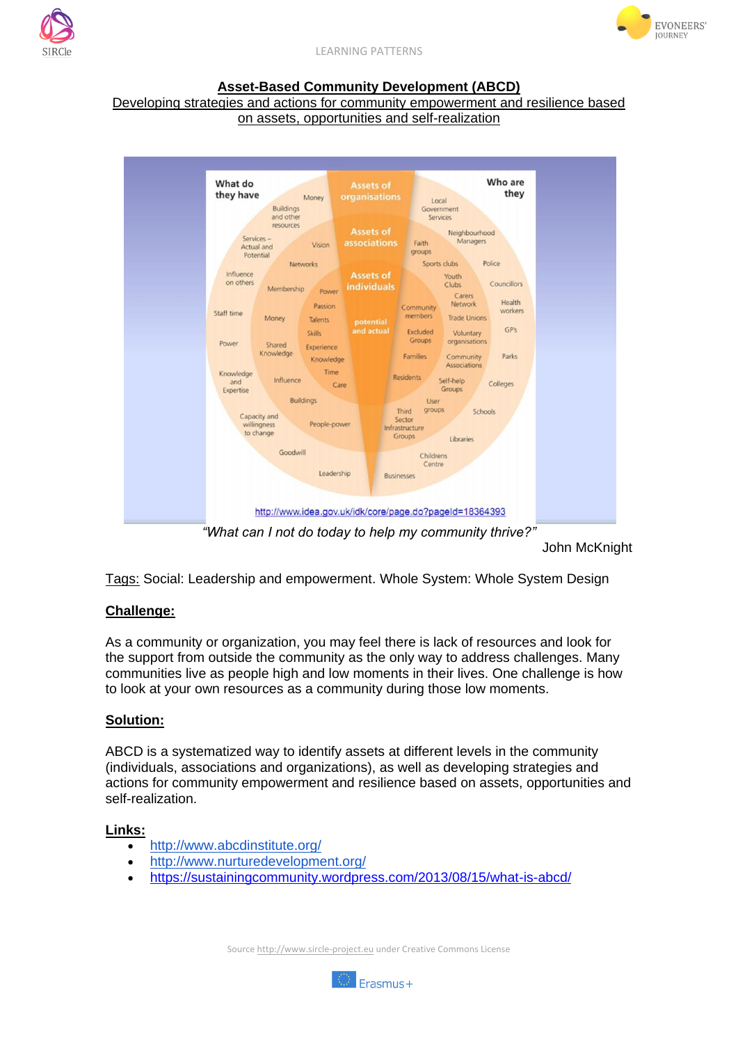# Asset-Based Community Development (ABCD)

Developing strategies and actions for community empowerment and resilience based on assets, opportunities and self-realization

http://www.idea.gov.uk/idk/core/page.do?pageId=18364393

*"What can I not do today to help my community thrive?"*

John McKnight

Tags: Social: Leadership and empowerment. Whole System: Whole System Design

## Challenge:

As a community or organization, you may feel there is lack of resources and look for the support from outside the community as the only way to address challenges. Many communities live as people high and low moments in their lives. One challenge is how to look at your own resources as a community during those low moments.

## Solution:

ABCD is a systematized way to identify assets at different levels in the community (individuals, associations and organizations), as well as developing strategies and actions for community empowerment and resilience based on assets, opportunities and self-realization.

## Links:

- http://www.abcdinstitute.org/
- http://www.nurturedevelopment.org/
- https://sustainingcommunity.wordpress.com/2013/08/15/what-is-abcd/

Source http://www.sircle-project.eu under Creative Commons License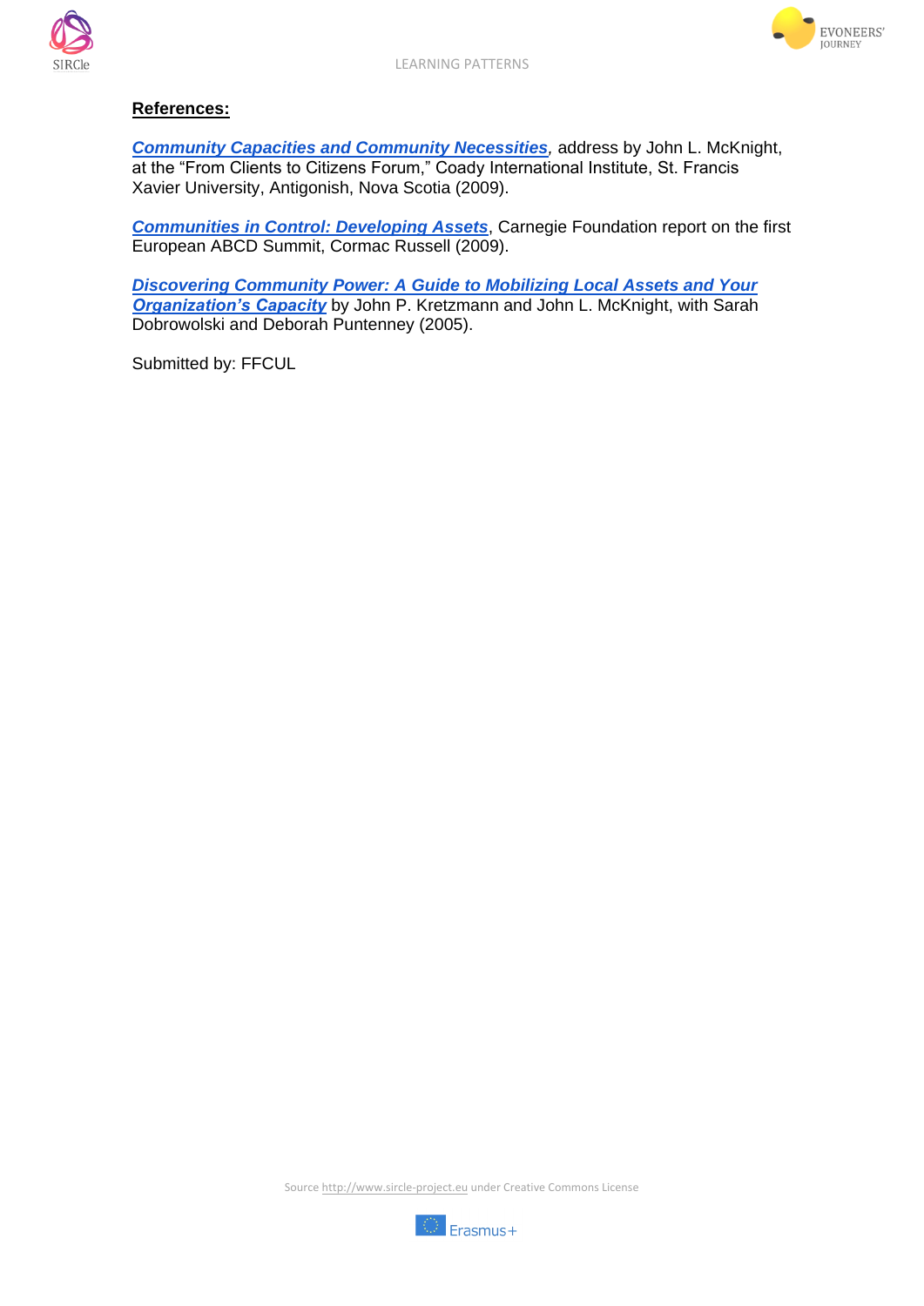**References:**

***Community Capacities and Community Necessities***, address by John L. McKnight, at the "From Clients to Citizens Forum," Coady International Institute, St. Francis Xavier University, Antigonish, Nova Scotia (2009).

***Communities in Control: Developing Assets***, Carnegie Foundation report on the first European ABCD Summit, Cormac Russell (2009).

***Discovering Community Power: A Guide to Mobilizing Local Assets and Your Organization's Capacity*** by John P. Kretzmann and John L. McKnight, with Sarah Dobrowolski and Deborah Puntenney (2005).

Submitted by: FFCUL